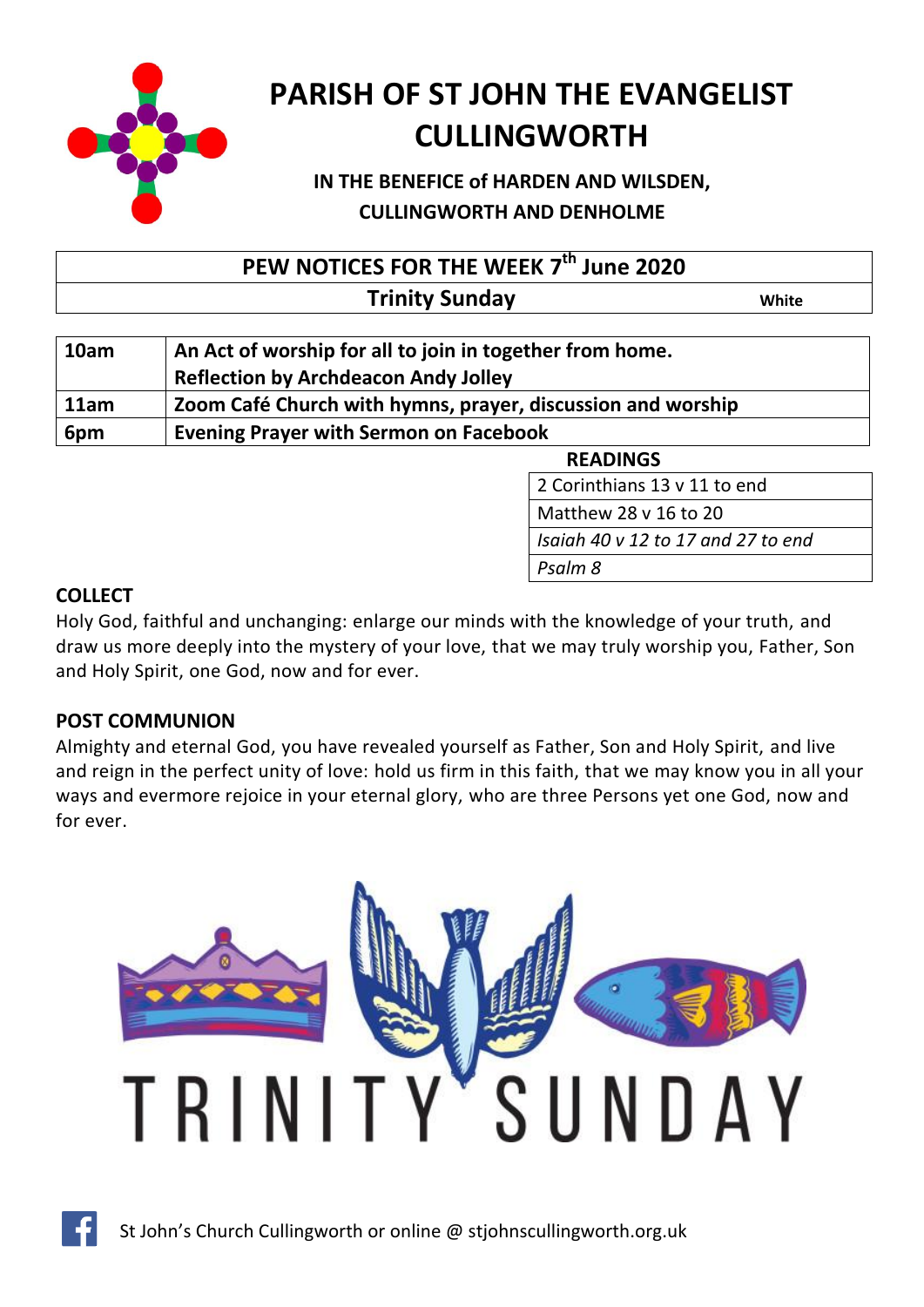# PARISH OF ST JOHN THE EVANGELIST CULLINGWORTH

### IN THE BENEFICE of HARDEN AND WILSDEN, CULLINGWORTH AND DENHOLME

## PEW NOTICES FOR THE WEEK 7th June 2020

**Trinity Sunday** — White

| | |
|---|---|
| **10am** | **An Act of worship for all to join in together from home. Reflection by Archdeacon Andy Jolley** |
| **11am** | **Zoom Café Church with hymns, prayer, discussion and worship** |
| **6pm** | **Evening Prayer with Sermon on Facebook** |

**READINGS**

| |
|---|
| 2 Corinthians 13 v 11 to end |
| Matthew 28 v 16 to 20 |
| *Isaiah 40 v 12 to 17 and 27 to end* |
| *Psalm 8* |

**COLLECT**

Holy God, faithful and unchanging: enlarge our minds with the knowledge of your truth, and draw us more deeply into the mystery of your love, that we may truly worship you, Father, Son and Holy Spirit, one God, now and for ever.

**POST COMMUNION**

Almighty and eternal God, you have revealed yourself as Father, Son and Holy Spirit, and live and reign in the perfect unity of love: hold us firm in this faith, that we may know you in all your ways and evermore rejoice in your eternal glory, who are three Persons yet one God, now and for ever.

TRINITY SUNDAY

St John's Church Cullingworth or online @ stjohnscullingworth.org.uk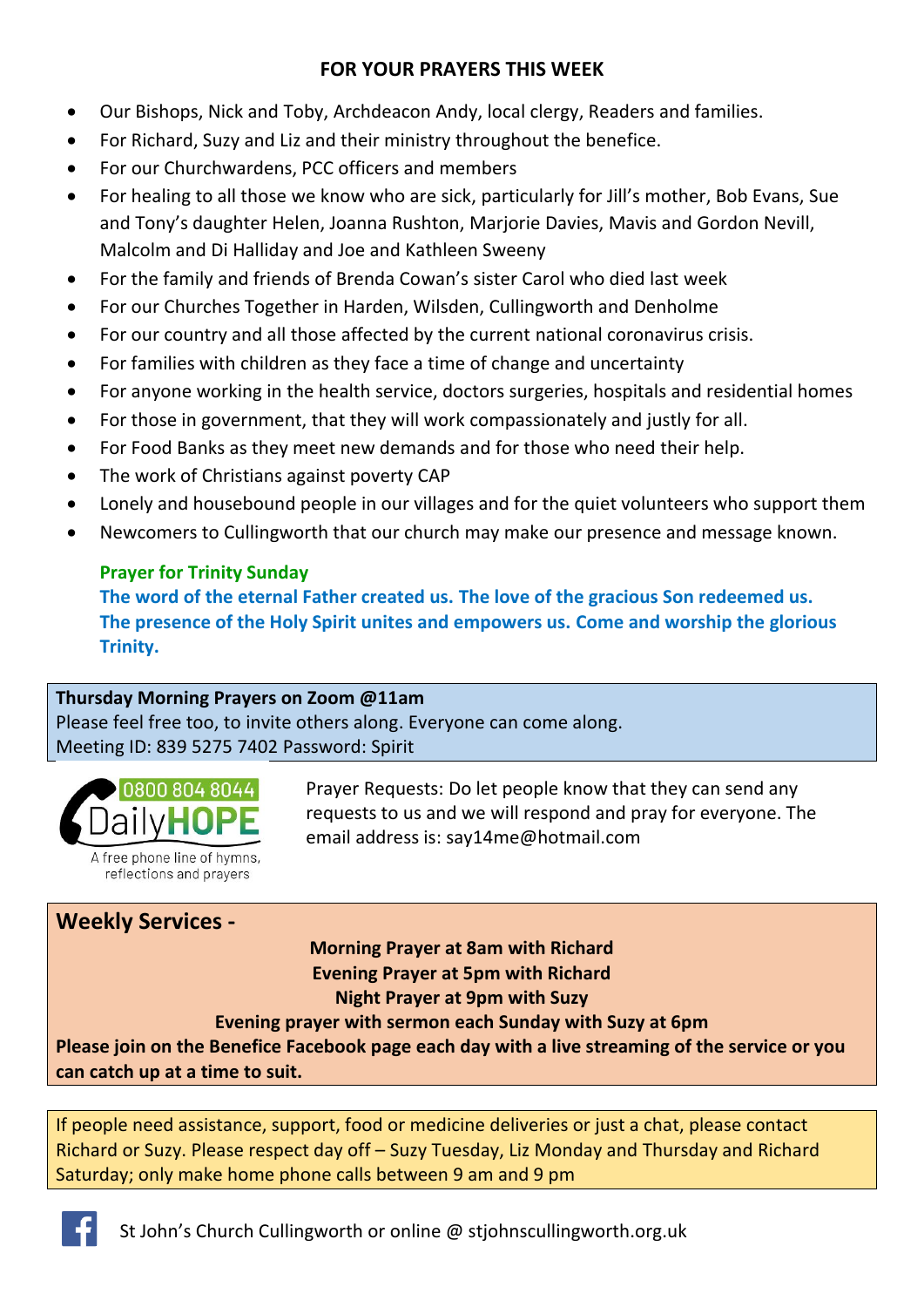## FOR YOUR PRAYERS THIS WEEK

- Our Bishops, Nick and Toby, Archdeacon Andy, local clergy, Readers and families.
- For Richard, Suzy and Liz and their ministry throughout the benefice.
- For our Churchwardens, PCC officers and members
- For healing to all those we know who are sick, particularly for Jill's mother, Bob Evans, Sue and Tony's daughter Helen, Joanna Rushton, Marjorie Davies, Mavis and Gordon Nevill, Malcolm and Di Halliday and Joe and Kathleen Sweeny
- For the family and friends of Brenda Cowan's sister Carol who died last week
- For our Churches Together in Harden, Wilsden, Cullingworth and Denholme
- For our country and all those affected by the current national coronavirus crisis.
- For families with children as they face a time of change and uncertainty
- For anyone working in the health service, doctors surgeries, hospitals and residential homes
- For those in government, that they will work compassionately and justly for all.
- For Food Banks as they meet new demands and for those who need their help.
- The work of Christians against poverty CAP
- Lonely and housebound people in our villages and for the quiet volunteers who support them
- Newcomers to Cullingworth that our church may make our presence and message known.

**Prayer for Trinity Sunday**

**The word of the eternal Father created us. The love of the gracious Son redeemed us. The presence of the Holy Spirit unites and empowers us. Come and worship the glorious Trinity.**

**Thursday Morning Prayers on Zoom @11am**
Please feel free too, to invite others along. Everyone can come along.
Meeting ID: 839 5275 7402 Password: Spirit

0800 804 8044 DailyHOPE
A free phone line of hymns, reflections and prayers

Prayer Requests: Do let people know that they can send any requests to us and we will respond and pray for everyone. The email address is: say14me@hotmail.com

## Weekly Services -

**Morning Prayer at 8am with Richard**
**Evening Prayer at 5pm with Richard**
**Night Prayer at 9pm with Suzy**
**Evening prayer with sermon each Sunday with Suzy at 6pm**
**Please join on the Benefice Facebook page each day with a live streaming of the service or you can catch up at a time to suit.**

If people need assistance, support, food or medicine deliveries or just a chat, please contact Richard or Suzy. Please respect day off – Suzy Tuesday, Liz Monday and Thursday and Richard Saturday; only make home phone calls between 9 am and 9 pm

St John's Church Cullingworth or online @ stjohnscullingworth.org.uk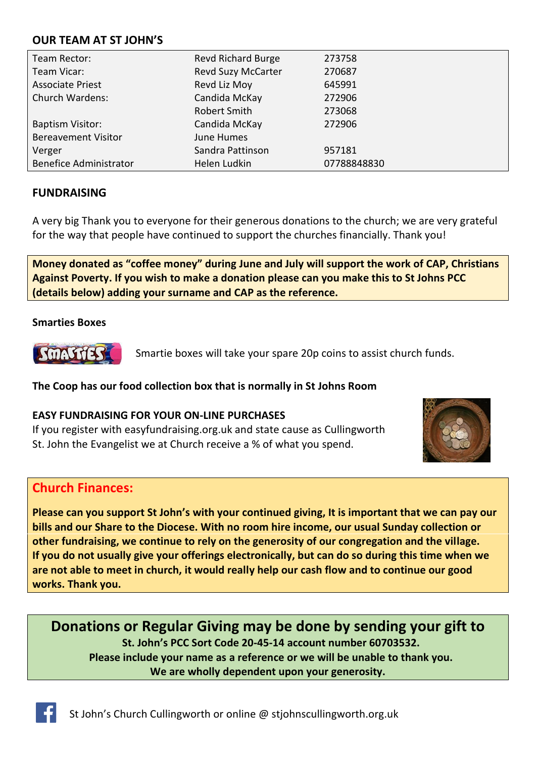## OUR TEAM AT ST JOHN'S

| | | |
|---|---|---|
| Team Rector: | Revd Richard Burge | 273758 |
| Team Vicar: | Revd Suzy McCarter | 270687 |
| Associate Priest | Revd Liz Moy | 645991 |
| Church Wardens: | Candida McKay | 272906 |
| | Robert Smith | 273068 |
| Baptism Visitor: | Candida McKay | 272906 |
| Bereavement Visitor | June Humes | |
| Verger | Sandra Pattinson | 957181 |
| Benefice Administrator | Helen Ludkin | 07788848830 |

## FUNDRAISING

A very big Thank you to everyone for their generous donations to the church; we are very grateful for the way that people have continued to support the churches financially. Thank you!

**Money donated as "coffee money" during June and July will support the work of CAP, Christians Against Poverty. If you wish to make a donation please can you make this to St Johns PCC (details below) adding your surname and CAP as the reference.**

**Smarties Boxes**

Smartie boxes will take your spare 20p coins to assist church funds.

**The Coop has our food collection box that is normally in St Johns Room**

**EASY FUNDRAISING FOR YOUR ON-LINE PURCHASES**

If you register with easyfundraising.org.uk and state cause as Cullingworth St. John the Evangelist we at Church receive a % of what you spend.

## Church Finances:

**Please can you support St John's with your continued giving, It is important that we can pay our bills and our Share to the Diocese. With no room hire income, our usual Sunday collection or other fundraising, we continue to rely on the generosity of our congregation and the village. If you do not usually give your offerings electronically, but can do so during this time when we are not able to meet in church, it would really help our cash flow and to continue our good works. Thank you.**

## Donations or Regular Giving may be done by sending your gift to

**St. John's PCC Sort Code 20-45-14 account number 60703532.**
**Please include your name as a reference or we will be unable to thank you.**
**We are wholly dependent upon your generosity.**

St John's Church Cullingworth or online @ stjohnscullingworth.org.uk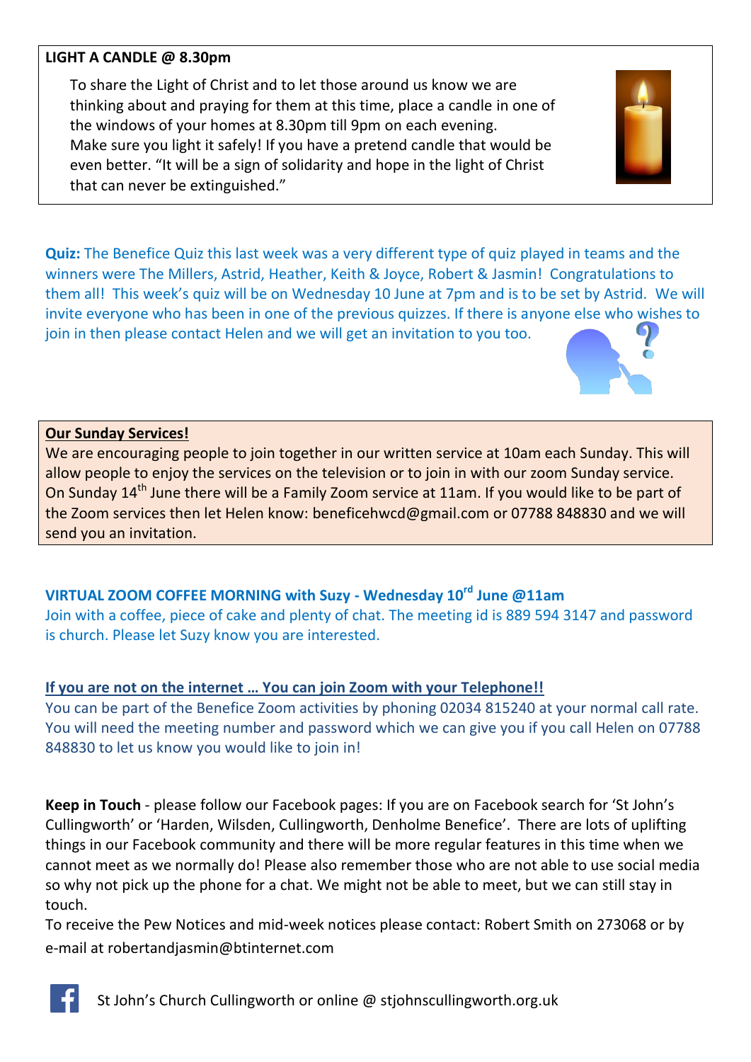**LIGHT A CANDLE @ 8.30pm**

To share the Light of Christ and to let those around us know we are thinking about and praying for them at this time, place a candle in one of the windows of your homes at 8.30pm till 9pm on each evening. Make sure you light it safely! If you have a pretend candle that would be even better. "It will be a sign of solidarity and hope in the light of Christ that can never be extinguished."

**Quiz:** The Benefice Quiz this last week was a very different type of quiz played in teams and the winners were The Millers, Astrid, Heather, Keith & Joyce, Robert & Jasmin! Congratulations to them all! This week's quiz will be on Wednesday 10 June at 7pm and is to be set by Astrid. We will invite everyone who has been in one of the previous quizzes. If there is anyone else who wishes to join in then please contact Helen and we will get an invitation to you too.

**Our Sunday Services!**

We are encouraging people to join together in our written service at 10am each Sunday. This will allow people to enjoy the services on the television or to join in with our zoom Sunday service. On Sunday 14th June there will be a Family Zoom service at 11am. If you would like to be part of the Zoom services then let Helen know: beneficehwcd@gmail.com or 07788 848830 and we will send you an invitation.

**VIRTUAL ZOOM COFFEE MORNING with Suzy - Wednesday 10rd June @11am**

Join with a coffee, piece of cake and plenty of chat. The meeting id is 889 594 3147 and password is church. Please let Suzy know you are interested.

**If you are not on the internet … You can join Zoom with your Telephone!!**

You can be part of the Benefice Zoom activities by phoning 02034 815240 at your normal call rate. You will need the meeting number and password which we can give you if you call Helen on 07788 848830 to let us know you would like to join in!

**Keep in Touch** - please follow our Facebook pages: If you are on Facebook search for 'St John's Cullingworth' or 'Harden, Wilsden, Cullingworth, Denholme Benefice'. There are lots of uplifting things in our Facebook community and there will be more regular features in this time when we cannot meet as we normally do! Please also remember those who are not able to use social media so why not pick up the phone for a chat. We might not be able to meet, but we can still stay in touch.

To receive the Pew Notices and mid-week notices please contact: Robert Smith on 273068 or by e-mail at robertandjasmin@btinternet.com

St John's Church Cullingworth or online @ stjohnscullingworth.org.uk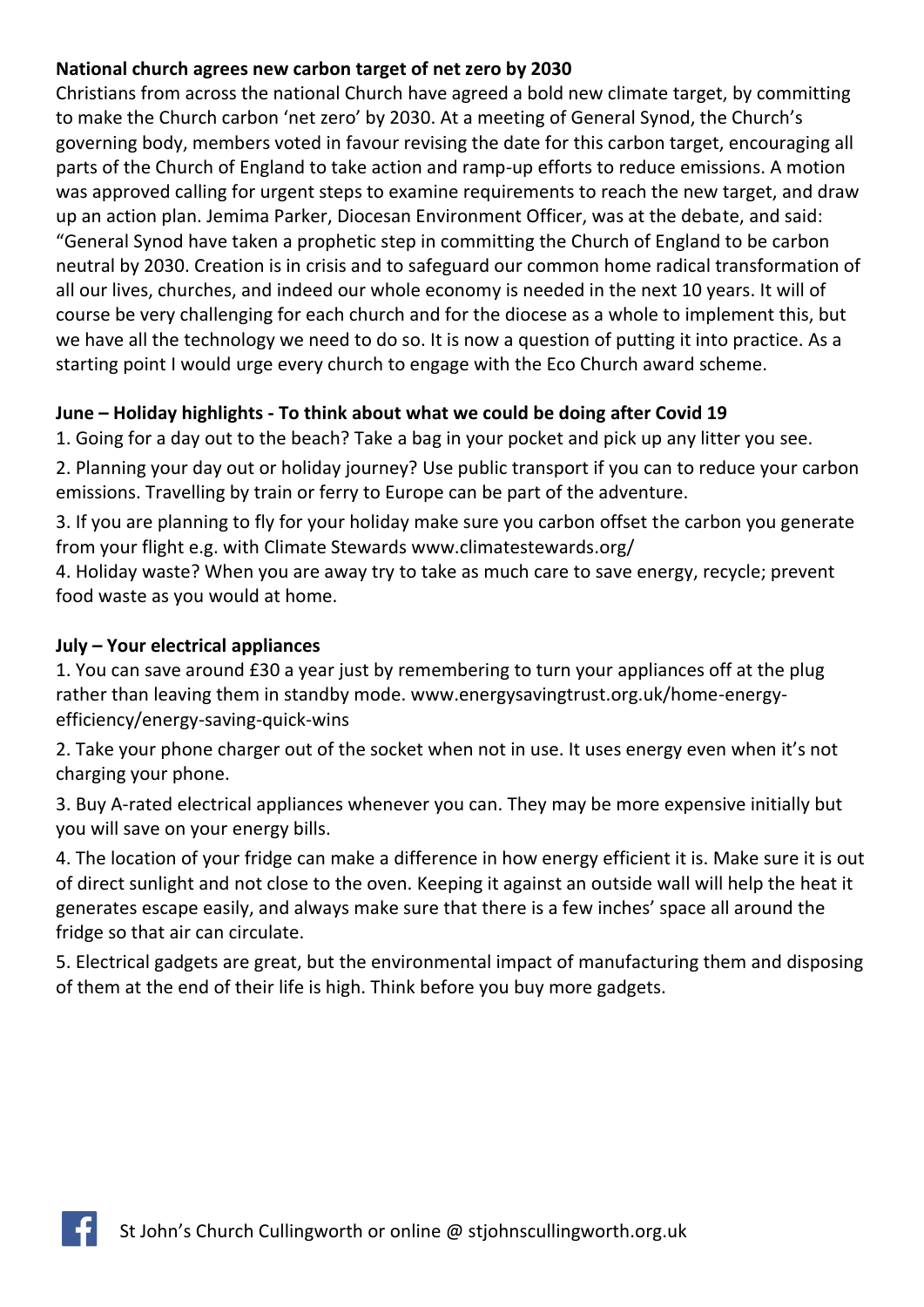**National church agrees new carbon target of net zero by 2030**

Christians from across the national Church have agreed a bold new climate target, by committing to make the Church carbon 'net zero' by 2030. At a meeting of General Synod, the Church's governing body, members voted in favour revising the date for this carbon target, encouraging all parts of the Church of England to take action and ramp-up efforts to reduce emissions. A motion was approved calling for urgent steps to examine requirements to reach the new target, and draw up an action plan. Jemima Parker, Diocesan Environment Officer, was at the debate, and said: "General Synod have taken a prophetic step in committing the Church of England to be carbon neutral by 2030. Creation is in crisis and to safeguard our common home radical transformation of all our lives, churches, and indeed our whole economy is needed in the next 10 years. It will of course be very challenging for each church and for the diocese as a whole to implement this, but we have all the technology we need to do so. It is now a question of putting it into practice. As a starting point I would urge every church to engage with the Eco Church award scheme.

**June – Holiday highlights - To think about what we could be doing after Covid 19**

1. Going for a day out to the beach? Take a bag in your pocket and pick up any litter you see.
2. Planning your day out or holiday journey? Use public transport if you can to reduce your carbon emissions. Travelling by train or ferry to Europe can be part of the adventure.
3. If you are planning to fly for your holiday make sure you carbon offset the carbon you generate from your flight e.g. with Climate Stewards www.climatestewards.org/
4. Holiday waste? When you are away try to take as much care to save energy, recycle; prevent food waste as you would at home.

**July – Your electrical appliances**

1. You can save around £30 a year just by remembering to turn your appliances off at the plug rather than leaving them in standby mode. www.energysavingtrust.org.uk/home-energy-efficiency/energy-saving-quick-wins
2. Take your phone charger out of the socket when not in use. It uses energy even when it's not charging your phone.
3. Buy A-rated electrical appliances whenever you can. They may be more expensive initially but you will save on your energy bills.
4. The location of your fridge can make a difference in how energy efficient it is. Make sure it is out of direct sunlight and not close to the oven. Keeping it against an outside wall will help the heat it generates escape easily, and always make sure that there is a few inches' space all around the fridge so that air can circulate.
5. Electrical gadgets are great, but the environmental impact of manufacturing them and disposing of them at the end of their life is high. Think before you buy more gadgets.

St John's Church Cullingworth or online @ stjohnscullingworth.org.uk